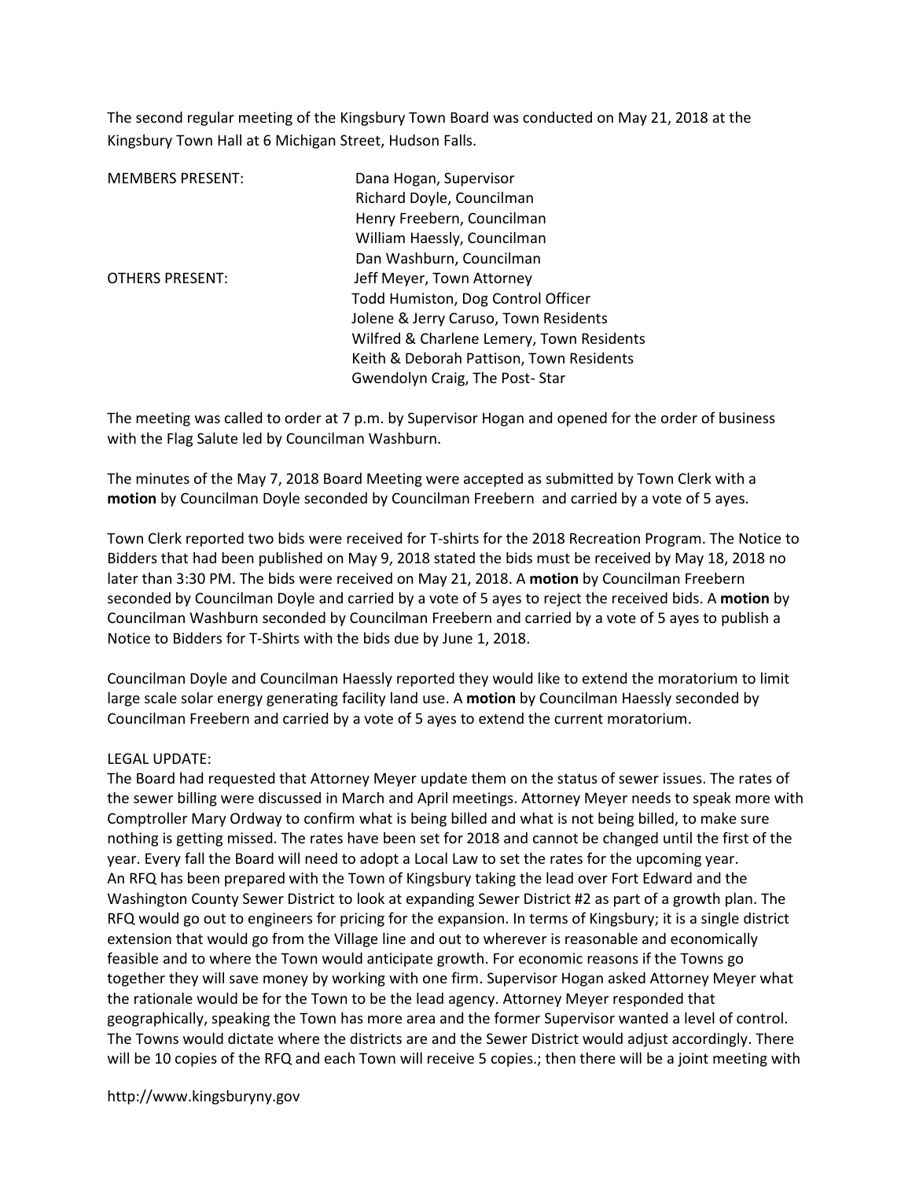The second regular meeting of the Kingsbury Town Board was conducted on May 21, 2018 at the Kingsbury Town Hall at 6 Michigan Street, Hudson Falls.

| | |
|---|---|
| MEMBERS PRESENT: | Dana Hogan, Supervisor |
| | Richard Doyle, Councilman |
| | Henry Freebern, Councilman |
| | William Haessly, Councilman |
| | Dan Washburn, Councilman |
| OTHERS PRESENT: | Jeff Meyer, Town Attorney |
| | Todd Humiston, Dog Control Officer |
| | Jolene & Jerry Caruso, Town Residents |
| | Wilfred & Charlene Lemery, Town Residents |
| | Keith & Deborah Pattison, Town Residents |
| | Gwendolyn Craig, The Post- Star |

The meeting was called to order at 7 p.m. by Supervisor Hogan and opened for the order of business with the Flag Salute led by Councilman Washburn.

The minutes of the May 7, 2018 Board Meeting were accepted as submitted by Town Clerk with a **motion** by Councilman Doyle seconded by Councilman Freebern and carried by a vote of 5 ayes.

Town Clerk reported two bids were received for T-shirts for the 2018 Recreation Program. The Notice to Bidders that had been published on May 9, 2018 stated the bids must be received by May 18, 2018 no later than 3:30 PM. The bids were received on May 21, 2018. A **motion** by Councilman Freebern seconded by Councilman Doyle and carried by a vote of 5 ayes to reject the received bids. A **motion** by Councilman Washburn seconded by Councilman Freebern and carried by a vote of 5 ayes to publish a Notice to Bidders for T-Shirts with the bids due by June 1, 2018.

Councilman Doyle and Councilman Haessly reported they would like to extend the moratorium to limit large scale solar energy generating facility land use. A **motion** by Councilman Haessly seconded by Councilman Freebern and carried by a vote of 5 ayes to extend the current moratorium.

LEGAL UPDATE:
The Board had requested that Attorney Meyer update them on the status of sewer issues. The rates of the sewer billing were discussed in March and April meetings. Attorney Meyer needs to speak more with Comptroller Mary Ordway to confirm what is being billed and what is not being billed, to make sure nothing is getting missed. The rates have been set for 2018 and cannot be changed until the first of the year. Every fall the Board will need to adopt a Local Law to set the rates for the upcoming year.
An RFQ has been prepared with the Town of Kingsbury taking the lead over Fort Edward and the Washington County Sewer District to look at expanding Sewer District #2 as part of a growth plan. The RFQ would go out to engineers for pricing for the expansion. In terms of Kingsbury; it is a single district extension that would go from the Village line and out to wherever is reasonable and economically feasible and to where the Town would anticipate growth. For economic reasons if the Towns go together they will save money by working with one firm. Supervisor Hogan asked Attorney Meyer what the rationale would be for the Town to be the lead agency. Attorney Meyer responded that geographically, speaking the Town has more area and the former Supervisor wanted a level of control. The Towns would dictate where the districts are and the Sewer District would adjust accordingly. There will be 10 copies of the RFQ and each Town will receive 5 copies.; then there will be a joint meeting with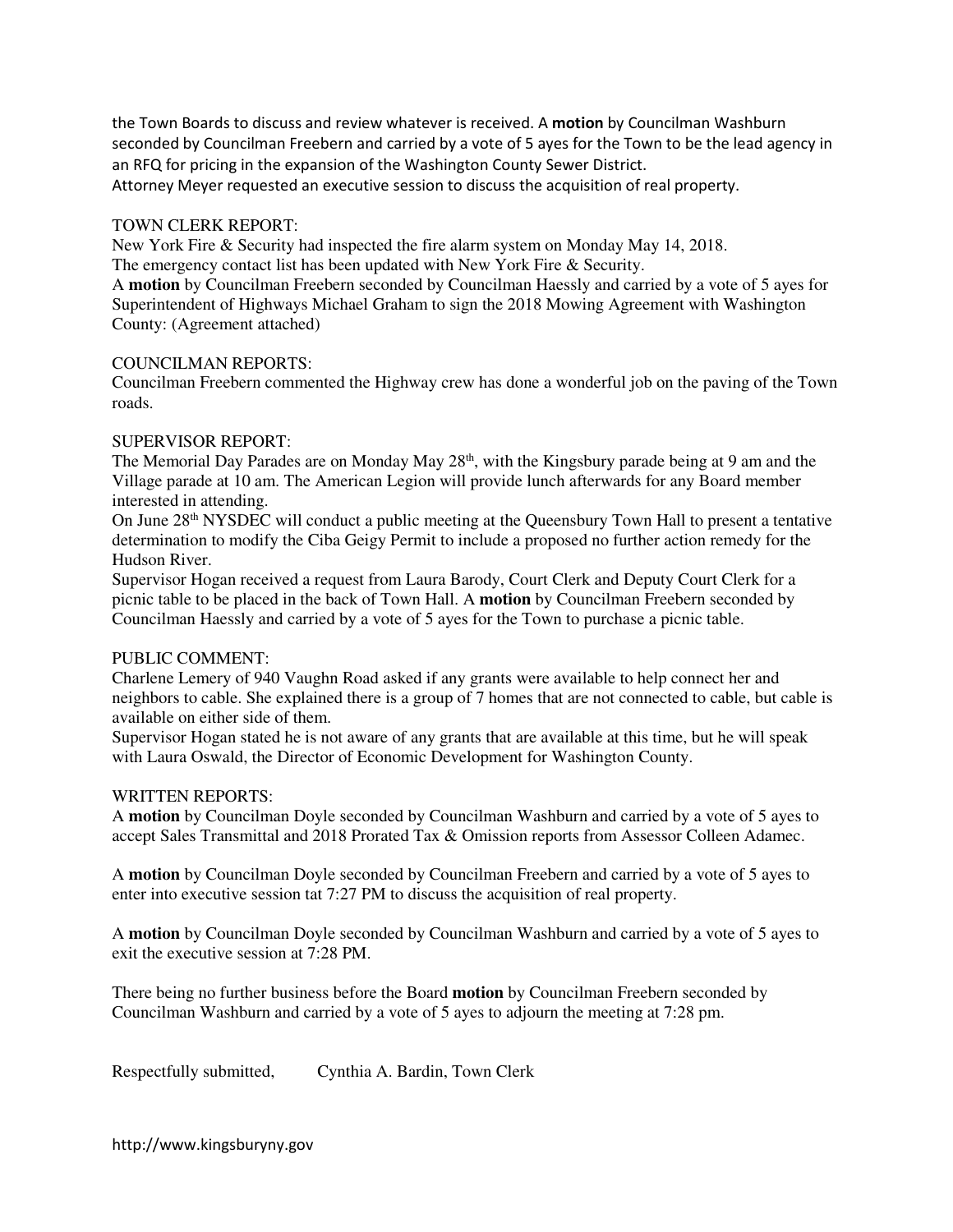the Town Boards to discuss and review whatever is received. A **motion** by Councilman Washburn seconded by Councilman Freebern and carried by a vote of 5 ayes for the Town to be the lead agency in an RFQ for pricing in the expansion of the Washington County Sewer District.
Attorney Meyer requested an executive session to discuss the acquisition of real property.

TOWN CLERK REPORT:
New York Fire & Security had inspected the fire alarm system on Monday May 14, 2018.
The emergency contact list has been updated with New York Fire & Security.
A **motion** by Councilman Freebern seconded by Councilman Haessly and carried by a vote of 5 ayes for Superintendent of Highways Michael Graham to sign the 2018 Mowing Agreement with Washington County: (Agreement attached)

COUNCILMAN REPORTS:
Councilman Freebern commented the Highway crew has done a wonderful job on the paving of the Town roads.

SUPERVISOR REPORT:
The Memorial Day Parades are on Monday May 28th, with the Kingsbury parade being at 9 am and the Village parade at 10 am. The American Legion will provide lunch afterwards for any Board member interested in attending.
On June 28th NYSDEC will conduct a public meeting at the Queensbury Town Hall to present a tentative determination to modify the Ciba Geigy Permit to include a proposed no further action remedy for the Hudson River.
Supervisor Hogan received a request from Laura Barody, Court Clerk and Deputy Court Clerk for a picnic table to be placed in the back of Town Hall. A **motion** by Councilman Freebern seconded by Councilman Haessly and carried by a vote of 5 ayes for the Town to purchase a picnic table.

PUBLIC COMMENT:
Charlene Lemery of 940 Vaughn Road asked if any grants were available to help connect her and neighbors to cable. She explained there is a group of 7 homes that are not connected to cable, but cable is available on either side of them.
Supervisor Hogan stated he is not aware of any grants that are available at this time, but he will speak with Laura Oswald, the Director of Economic Development for Washington County.

WRITTEN REPORTS:
A **motion** by Councilman Doyle seconded by Councilman Washburn and carried by a vote of 5 ayes to accept Sales Transmittal and 2018 Prorated Tax & Omission reports from Assessor Colleen Adamec.

A **motion** by Councilman Doyle seconded by Councilman Freebern and carried by a vote of 5 ayes to enter into executive session tat 7:27 PM to discuss the acquisition of real property.

A **motion** by Councilman Doyle seconded by Councilman Washburn and carried by a vote of 5 ayes to exit the executive session at 7:28 PM.

There being no further business before the Board **motion** by Councilman Freebern seconded by Councilman Washburn and carried by a vote of 5 ayes to adjourn the meeting at 7:28 pm.

Respectfully submitted, Cynthia A. Bardin, Town Clerk

http://www.kingsburyny.gov